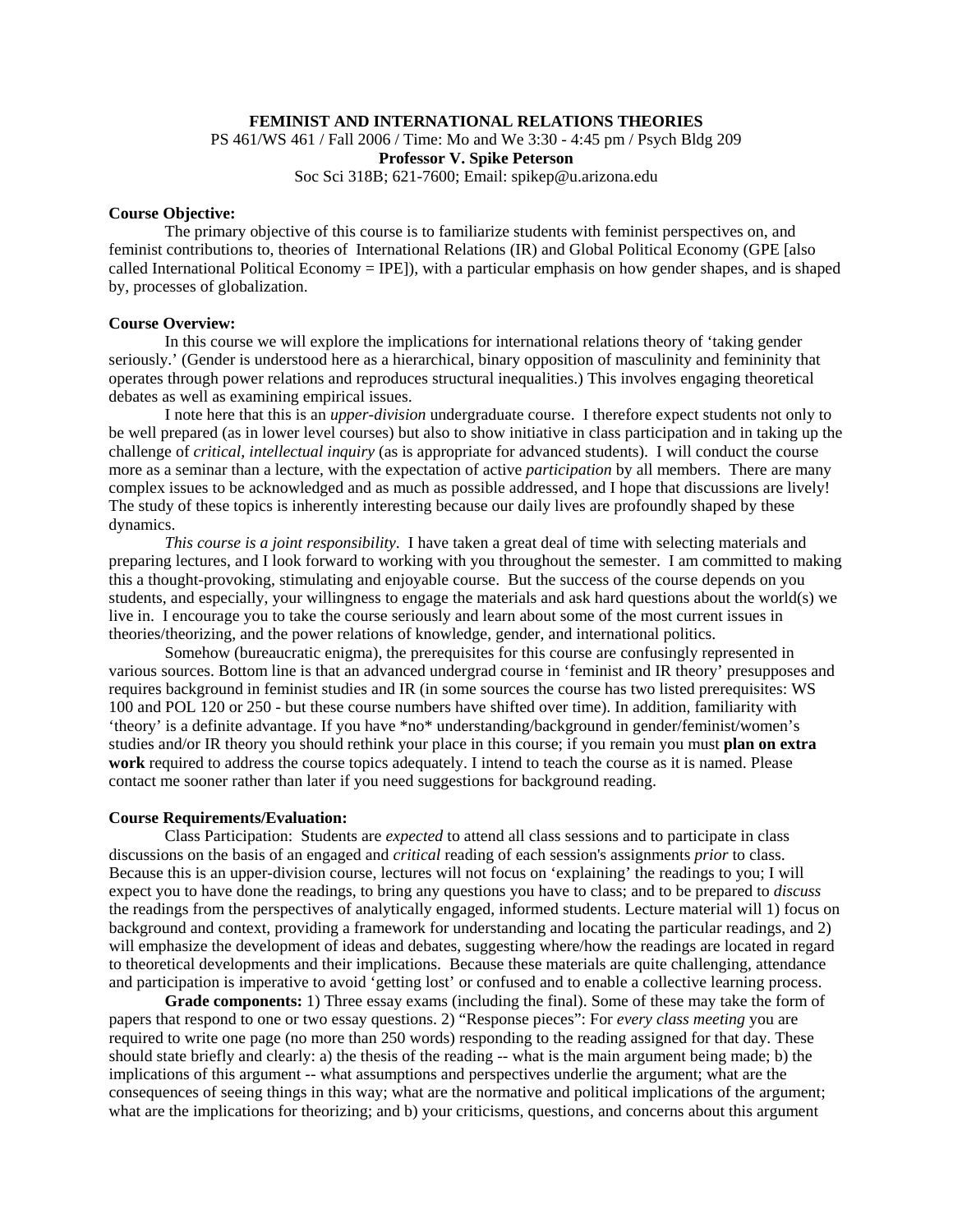**FEMINIST AND INTERNATIONAL RELATIONS THEORIES**

PS 461/WS 461 / Fall 2006 / Time: Mo and We 3:30 - 4:45 pm / Psych Bldg 209

**Professor V. Spike Peterson**

Soc Sci 318B; 621-7600; Email: spikep@u.arizona.edu

**Course Objective:**

The primary objective of this course is to familiarize students with feminist perspectives on, and feminist contributions to, theories of International Relations (IR) and Global Political Economy (GPE [also called International Political Economy = IPE]), with a particular emphasis on how gender shapes, and is shaped by, processes of globalization.

**Course Overview:**

In this course we will explore the implications for international relations theory of 'taking gender seriously.' (Gender is understood here as a hierarchical, binary opposition of masculinity and femininity that operates through power relations and reproduces structural inequalities.) This involves engaging theoretical debates as well as examining empirical issues.

I note here that this is an *upper-division* undergraduate course. I therefore expect students not only to be well prepared (as in lower level courses) but also to show initiative in class participation and in taking up the challenge of *critical, intellectual inquiry* (as is appropriate for advanced students). I will conduct the course more as a seminar than a lecture, with the expectation of active *participation* by all members. There are many complex issues to be acknowledged and as much as possible addressed, and I hope that discussions are lively! The study of these topics is inherently interesting because our daily lives are profoundly shaped by these dynamics.

*This course is a joint responsibility*. I have taken a great deal of time with selecting materials and preparing lectures, and I look forward to working with you throughout the semester. I am committed to making this a thought-provoking, stimulating and enjoyable course. But the success of the course depends on you students, and especially, your willingness to engage the materials and ask hard questions about the world(s) we live in. I encourage you to take the course seriously and learn about some of the most current issues in theories/theorizing, and the power relations of knowledge, gender, and international politics.

Somehow (bureaucratic enigma), the prerequisites for this course are confusingly represented in various sources. Bottom line is that an advanced undergrad course in 'feminist and IR theory' presupposes and requires background in feminist studies and IR (in some sources the course has two listed prerequisites: WS 100 and POL 120 or 250 - but these course numbers have shifted over time). In addition, familiarity with 'theory' is a definite advantage. If you have *no* understanding/background in gender/feminist/women's studies and/or IR theory you should rethink your place in this course; if you remain you must **plan on extra work** required to address the course topics adequately. I intend to teach the course as it is named. Please contact me sooner rather than later if you need suggestions for background reading.

**Course Requirements/Evaluation:**

Class Participation: Students are *expected* to attend all class sessions and to participate in class discussions on the basis of an engaged and *critical* reading of each session's assignments *prior* to class. Because this is an upper-division course, lectures will not focus on 'explaining' the readings to you; I will expect you to have done the readings, to bring any questions you have to class; and to be prepared to *discuss* the readings from the perspectives of analytically engaged, informed students. Lecture material will 1) focus on background and context, providing a framework for understanding and locating the particular readings, and 2) will emphasize the development of ideas and debates, suggesting where/how the readings are located in regard to theoretical developments and their implications. Because these materials are quite challenging, attendance and participation is imperative to avoid 'getting lost' or confused and to enable a collective learning process.

**Grade components:** 1) Three essay exams (including the final). Some of these may take the form of papers that respond to one or two essay questions. 2) "Response pieces": For *every class meeting* you are required to write one page (no more than 250 words) responding to the reading assigned for that day. These should state briefly and clearly: a) the thesis of the reading -- what is the main argument being made; b) the implications of this argument -- what assumptions and perspectives underlie the argument; what are the consequences of seeing things in this way; what are the normative and political implications of the argument; what are the implications for theorizing; and b) your criticisms, questions, and concerns about this argument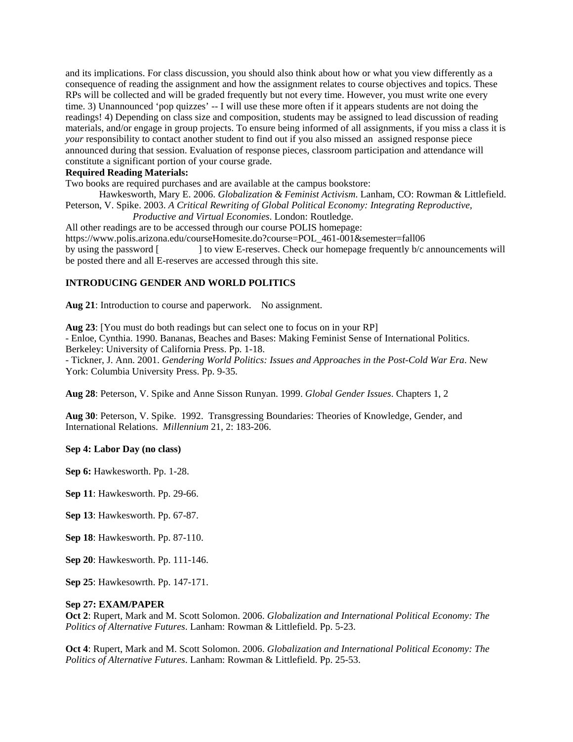and its implications. For class discussion, you should also think about how or what you view differently as a consequence of reading the assignment and how the assignment relates to course objectives and topics. These RPs will be collected and will be graded frequently but not every time. However, you must write one every time. 3) Unannounced 'pop quizzes' -- I will use these more often if it appears students are not doing the readings! 4) Depending on class size and composition, students may be assigned to lead discussion of reading materials, and/or engage in group projects. To ensure being informed of all assignments, if you miss a class it is *your* responsibility to contact another student to find out if you also missed an assigned response piece announced during that session. Evaluation of response pieces, classroom participation and attendance will constitute a significant portion of your course grade.

**Required Reading Materials:**

Two books are required purchases and are available at the campus bookstore:

Hawkesworth, Mary E. 2006. *Globalization & Feminist Activism*. Lanham, CO: Rowman & Littlefield.
Peterson, V. Spike. 2003. *A Critical Rewriting of Global Political Economy: Integrating Reproductive, Productive and Virtual Economies*. London: Routledge.

All other readings are to be accessed through our course POLIS homepage:
https://www.polis.arizona.edu/courseHomesite.do?course=POL_461-001&semester=fall06
by using the password [            ] to view E-reserves. Check our homepage frequently b/c announcements will be posted there and all E-reserves are accessed through this site.

**INTRODUCING GENDER AND WORLD POLITICS**

**Aug 21**: Introduction to course and paperwork.    No assignment.

**Aug 23**: [You must do both readings but can select one to focus on in your RP]
- Enloe, Cynthia. 1990. Bananas, Beaches and Bases: Making Feminist Sense of International Politics. Berkeley: University of California Press. Pp. 1-18.
- Tickner, J. Ann. 2001. *Gendering World Politics: Issues and Approaches in the Post-Cold War Era*. New York: Columbia University Press. Pp. 9-35.

**Aug 28**: Peterson, V. Spike and Anne Sisson Runyan. 1999. *Global Gender Issues*. Chapters 1, 2

**Aug 30**: Peterson, V. Spike. 1992. Transgressing Boundaries: Theories of Knowledge, Gender, and International Relations. *Millennium* 21, 2: 183-206.

**Sep 4: Labor Day (no class)**

**Sep 6:** Hawkesworth. Pp. 1-28.

**Sep 11**: Hawkesworth. Pp. 29-66.

**Sep 13**: Hawkesworth. Pp. 67-87.

**Sep 18**: Hawkesworth. Pp. 87-110.

**Sep 20**: Hawkesworth. Pp. 111-146.

**Sep 25**: Hawkesowrth. Pp. 147-171.

**Sep 27: EXAM/PAPER**

**Oct 2**: Rupert, Mark and M. Scott Solomon. 2006. *Globalization and International Political Economy: The Politics of Alternative Futures*. Lanham: Rowman & Littlefield. Pp. 5-23.

**Oct 4**: Rupert, Mark and M. Scott Solomon. 2006. *Globalization and International Political Economy: The Politics of Alternative Futures*. Lanham: Rowman & Littlefield. Pp. 25-53.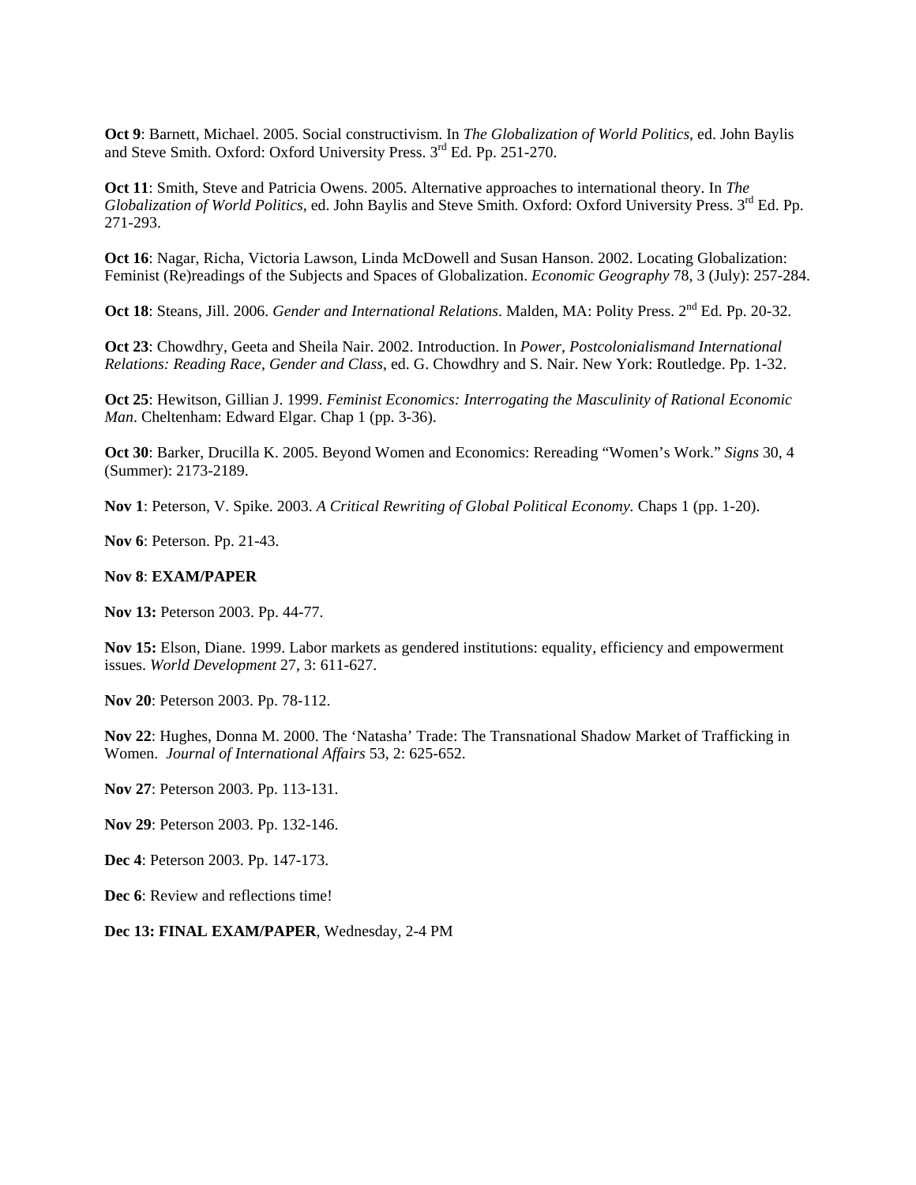**Oct 9**: Barnett, Michael. 2005. Social constructivism. In *The Globalization of World Politics*, ed. John Baylis and Steve Smith. Oxford: Oxford University Press. 3rd Ed. Pp. 251-270.

**Oct 11**: Smith, Steve and Patricia Owens. 2005. Alternative approaches to international theory. In *The Globalization of World Politics*, ed. John Baylis and Steve Smith. Oxford: Oxford University Press. 3rd Ed. Pp. 271-293.

**Oct 16**: Nagar, Richa, Victoria Lawson, Linda McDowell and Susan Hanson. 2002. Locating Globalization: Feminist (Re)readings of the Subjects and Spaces of Globalization. *Economic Geography* 78, 3 (July): 257-284.

**Oct 18**: Steans, Jill. 2006. *Gender and International Relations*. Malden, MA: Polity Press. 2nd Ed. Pp. 20-32.

**Oct 23**: Chowdhry, Geeta and Sheila Nair. 2002. Introduction. In *Power, Postcolonialismand International Relations: Reading Race, Gender and Class*, ed. G. Chowdhry and S. Nair. New York: Routledge. Pp. 1-32.

**Oct 25**: Hewitson, Gillian J. 1999. *Feminist Economics: Interrogating the Masculinity of Rational Economic Man*. Cheltenham: Edward Elgar. Chap 1 (pp. 3-36).

**Oct 30**: Barker, Drucilla K. 2005. Beyond Women and Economics: Rereading "Women's Work." *Signs* 30, 4 (Summer): 2173-2189.

**Nov 1**: Peterson, V. Spike. 2003. *A Critical Rewriting of Global Political Economy.* Chaps 1 (pp. 1-20).

**Nov 6**: Peterson. Pp. 21-43.

**Nov 8**: **EXAM/PAPER**

**Nov 13:** Peterson 2003. Pp. 44-77.

**Nov 15:** Elson, Diane. 1999. Labor markets as gendered institutions: equality, efficiency and empowerment issues. *World Development* 27, 3: 611-627.

**Nov 20**: Peterson 2003. Pp. 78-112.

**Nov 22**: Hughes, Donna M. 2000. The 'Natasha' Trade: The Transnational Shadow Market of Trafficking in Women. *Journal of International Affairs* 53, 2: 625-652.

**Nov 27**: Peterson 2003. Pp. 113-131.

**Nov 29**: Peterson 2003. Pp. 132-146.

**Dec 4**: Peterson 2003. Pp. 147-173.

**Dec 6**: Review and reflections time!

**Dec 13: FINAL EXAM/PAPER**, Wednesday, 2-4 PM